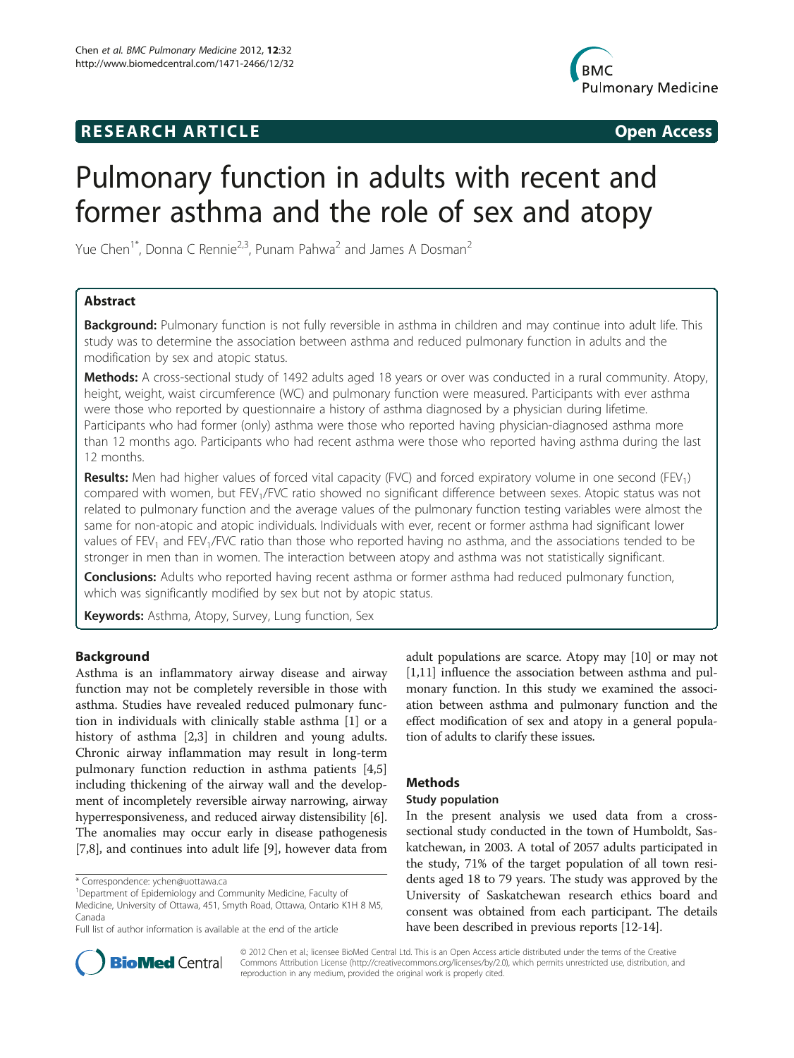**RESEARCH ARTICLE** **Open Access**

# Pulmonary function in adults with recent and former asthma and the role of sex and atopy

Yue Chen[1*], Donna C Rennie[2,3], Punam Pahwa[2] and James A Dosman[2]

## Abstract

**Background:** Pulmonary function is not fully reversible in asthma in children and may continue into adult life. This study was to determine the association between asthma and reduced pulmonary function in adults and the modification by sex and atopic status.

**Methods:** A cross-sectional study of 1492 adults aged 18 years or over was conducted in a rural community. Atopy, height, weight, waist circumference (WC) and pulmonary function were measured. Participants with ever asthma were those who reported by questionnaire a history of asthma diagnosed by a physician during lifetime. Participants who had former (only) asthma were those who reported having physician-diagnosed asthma more than 12 months ago. Participants who had recent asthma were those who reported having asthma during the last 12 months.

**Results:** Men had higher values of forced vital capacity (FVC) and forced expiratory volume in one second ($FEV_1$) compared with women, but $FEV_1$/FVC ratio showed no significant difference between sexes. Atopic status was not related to pulmonary function and the average values of the pulmonary function testing variables were almost the same for non-atopic and atopic individuals. Individuals with ever, recent or former asthma had significant lower values of $FEV_1$ and $FEV_1$/FVC ratio than those who reported having no asthma, and the associations tended to be stronger in men than in women. The interaction between atopy and asthma was not statistically significant.

**Conclusions:** Adults who reported having recent asthma or former asthma had reduced pulmonary function, which was significantly modified by sex but not by atopic status.

**Keywords:** Asthma, Atopy, Survey, Lung function, Sex

## Background

Asthma is an inflammatory airway disease and airway function may not be completely reversible in those with asthma. Studies have revealed reduced pulmonary function in individuals with clinically stable asthma [1] or a history of asthma [2,3] in children and young adults. Chronic airway inflammation may result in long-term pulmonary function reduction in asthma patients [4,5] including thickening of the airway wall and the development of incompletely reversible airway narrowing, airway hyperresponsiveness, and reduced airway distensibility [6]. The anomalies may occur early in disease pathogenesis [7,8], and continues into adult life [9], however data from adult populations are scarce. Atopy may [10] or may not [1,11] influence the association between asthma and pulmonary function. In this study we examined the association between asthma and pulmonary function and the effect modification of sex and atopy in a general population of adults to clarify these issues.

## Methods

### Study population

In the present analysis we used data from a cross-sectional study conducted in the town of Humboldt, Saskatchewan, in 2003. A total of 2057 adults participated in the study, 71% of the target population of all town residents aged 18 to 79 years. The study was approved by the University of Saskatchewan research ethics board and consent was obtained from each participant. The details have been described in previous reports [12-14].

\* Correspondence: ychen@uottawa.ca
[1]Department of Epidemiology and Community Medicine, Faculty of Medicine, University of Ottawa, 451, Smyth Road, Ottawa, Ontario K1H 8 M5, Canada
Full list of author information is available at the end of the article

© 2012 Chen et al.; licensee BioMed Central Ltd. This is an Open Access article distributed under the terms of the Creative Commons Attribution License (http://creativecommons.org/licenses/by/2.0), which permits unrestricted use, distribution, and reproduction in any medium, provided the original work is properly cited.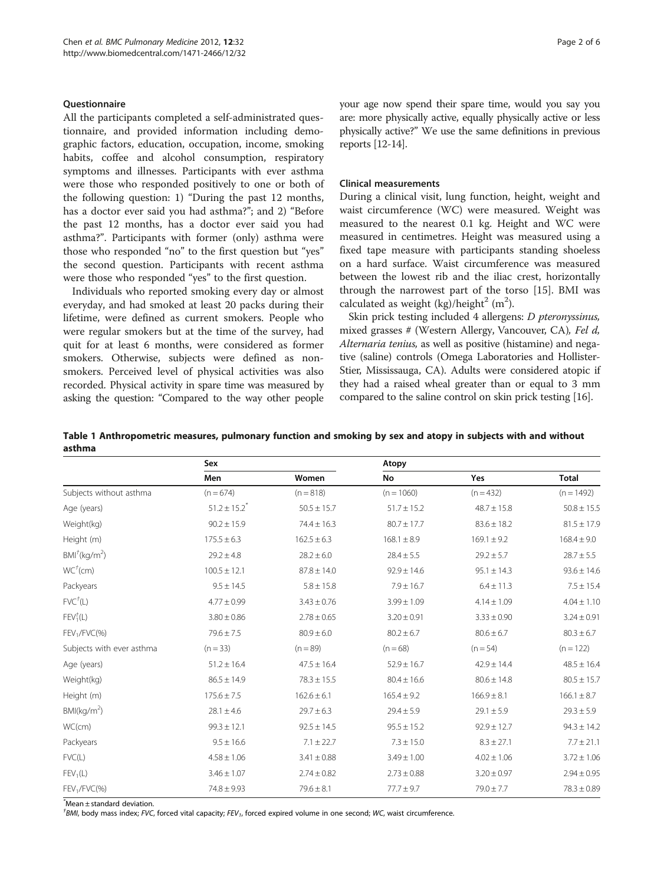### Questionnaire

All the participants completed a self-administrated questionnaire, and provided information including demographic factors, education, occupation, income, smoking habits, coffee and alcohol consumption, respiratory symptoms and illnesses. Participants with ever asthma were those who responded positively to one or both of the following question: 1) "During the past 12 months, has a doctor ever said you had asthma?"; and 2) "Before the past 12 months, has a doctor ever said you had asthma?". Participants with former (only) asthma were those who responded "no" to the first question but "yes" the second question. Participants with recent asthma were those who responded "yes" to the first question.

Individuals who reported smoking every day or almost everyday, and had smoked at least 20 packs during their lifetime, were defined as current smokers. People who were regular smokers but at the time of the survey, had quit for at least 6 months, were considered as former smokers. Otherwise, subjects were defined as non-smokers. Perceived level of physical activities was also recorded. Physical activity in spare time was measured by asking the question: "Compared to the way other people your age now spend their spare time, would you say you are: more physically active, equally physically active or less physically active?" We use the same definitions in previous reports [12-14].

### Clinical measurements

During a clinical visit, lung function, height, weight and waist circumference (WC) were measured. Weight was measured to the nearest 0.1 kg. Height and WC were measured in centimetres. Height was measured using a fixed tape measure with participants standing shoeless on a hard surface. Waist circumference was measured between the lowest rib and the iliac crest, horizontally through the narrowest part of the torso [15]. BMI was calculated as weight (kg)/height$^2$ (m$^2$).

Skin prick testing included 4 allergens: *D pteronyssinus,* mixed grasses # (Western Allergy, Vancouver, CA)*, Fel d, Alternaria tenius,* as well as positive (histamine) and negative (saline) controls (Omega Laboratories and Hollister-Stier, Mississauga, CA). Adults were considered atopic if they had a raised wheal greater than or equal to 3 mm compared to the saline control on skin prick testing [16].

**Table 1 Anthropometric measures, pulmonary function and smoking by sex and atopy in subjects with and without asthma**

| | Sex | | Atopy | | |
|---|---|---|---|---|---|
| | Men | Women | No | Yes | Total |
| Subjects without asthma | (n = 674) | (n = 818) | (n = 1060) | (n = 432) | (n = 1492) |
| Age (years) | 51.2 ± 15.2* | 50.5 ± 15.7 | 51.7 ± 15.2 | 48.7 ± 15.8 | 50.8 ± 15.5 |
| Weight(kg) | 90.2 ± 15.9 | 74.4 ± 16.3 | 80.7 ± 17.7 | 83.6 ± 18.2 | 81.5 ± 17.9 |
| Height (m) | 175.5 ± 6.3 | 162.5 ± 6.3 | 168.1 ± 8.9 | 169.1 ± 9.2 | 168.4 ± 9.0 |
| BMI† (kg/m$^2$) | 29.2 ± 4.8 | 28.2 ± 6.0 | 28.4 ± 5.5 | 29.2 ± 5.7 | 28.7 ± 5.5 |
| WC† (cm) | 100.5 ± 12.1 | 87.8 ± 14.0 | 92.9 ± 14.6 | 95.1 ± 14.3 | 93.6 ± 14.6 |
| Packyears | 9.5 ± 14.5 | 5.8 ± 15.8 | 7.9 ± 16.7 | 6.4 ± 11.3 | 7.5 ± 15.4 |
| FVC† (L) | 4.77 ± 0.99 | 3.43 ± 0.76 | 3.99 ± 1.09 | 4.14 ± 1.09 | 4.04 ± 1.10 |
| $FEV_1$† (L) | 3.80 ± 0.86 | 2.78 ± 0.65 | 3.20 ± 0.91 | 3.33 ± 0.90 | 3.24 ± 0.91 |
| $FEV_1$/FVC(%) | 79.6 ± 7.5 | 80.9 ± 6.0 | 80.2 ± 6.7 | 80.6 ± 6.7 | 80.3 ± 6.7 |
| Subjects with ever asthma | (n = 33) | (n = 89) | (n = 68) | (n = 54) | (n = 122) |
| Age (years) | 51.2 ± 16.4 | 47.5 ± 16.4 | 52.9 ± 16.7 | 42.9 ± 14.4 | 48.5 ± 16.4 |
| Weight(kg) | 86.5 ± 14.9 | 78.3 ± 15.5 | 80.4 ± 16.6 | 80.6 ± 14.8 | 80.5 ± 15.7 |
| Height (m) | 175.6 ± 7.5 | 162.6 ± 6.1 | 165.4 ± 9.2 | 166.9 ± 8.1 | 166.1 ± 8.7 |
| BMI(kg/m$^2$) | 28.1 ± 4.6 | 29.7 ± 6.3 | 29.4 ± 5.9 | 29.1 ± 5.9 | 29.3 ± 5.9 |
| WC(cm) | 99.3 ± 12.1 | 92.5 ± 14.5 | 95.5 ± 15.2 | 92.9 ± 12.7 | 94.3 ± 14.2 |
| Packyears | 9.5 ± 16.6 | 7.1 ± 22.7 | 7.3 ± 15.0 | 8.3 ± 27.1 | 7.7 ± 21.1 |
| FVC(L) | 4.58 ± 1.06 | 3.41 ± 0.88 | 3.49 ± 1.00 | 4.02 ± 1.06 | 3.72 ± 1.06 |
| $FEV_1$(L) | 3.46 ± 1.07 | 2.74 ± 0.82 | 2.73 ± 0.88 | 3.20 ± 0.97 | 2.94 ± 0.95 |
| $FEV_1$/FVC(%) | 74.8 ± 9.93 | 79.6 ± 8.1 | 77.7 ± 9.7 | 79.0 ± 7.7 | 78.3 ± 0.89 |

*Mean ± standard deviation.

†*BMI*, body mass index; *FVC*, forced vital capacity; *$FEV_1$*, forced expired volume in one second; *WC*, waist circumference.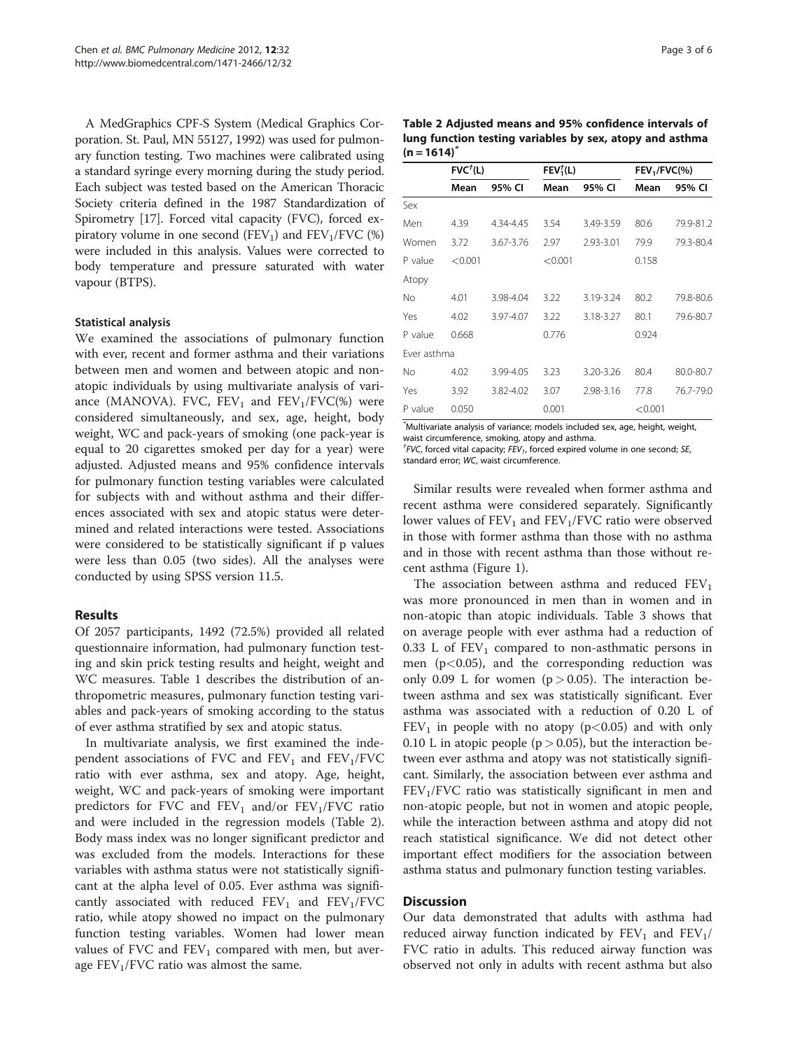A MedGraphics CPF-S System (Medical Graphics Corporation. St. Paul, MN 55127, 1992) was used for pulmonary function testing. Two machines were calibrated using a standard syringe every morning during the study period. Each subject was tested based on the American Thoracic Society criteria defined in the 1987 Standardization of Spirometry [17]. Forced vital capacity (FVC), forced expiratory volume in one second ($FEV_1$) and $FEV_1$/FVC (%) were included in this analysis. Values were corrected to body temperature and pressure saturated with water vapour (BTPS).

### Statistical analysis

We examined the associations of pulmonary function with ever, recent and former asthma and their variations between men and women and between atopic and non-atopic individuals by using multivariate analysis of variance (MANOVA). FVC, $FEV_1$ and $FEV_1$/FVC(%) were considered simultaneously, and sex, age, height, body weight, WC and pack-years of smoking (one pack-year is equal to 20 cigarettes smoked per day for a year) were adjusted. Adjusted means and 95% confidence intervals for pulmonary function testing variables were calculated for subjects with and without asthma and their differences associated with sex and atopic status were determined and related interactions were tested. Associations were considered to be statistically significant if p values were less than 0.05 (two sides). All the analyses were conducted by using SPSS version 11.5.

## Results

Of 2057 participants, 1492 (72.5%) provided all related questionnaire information, had pulmonary function testing and skin prick testing results and height, weight and WC measures. Table 1 describes the distribution of anthropometric measures, pulmonary function testing variables and pack-years of smoking according to the status of ever asthma stratified by sex and atopic status.

In multivariate analysis, we first examined the independent associations of FVC and $FEV_1$ and $FEV_1$/FVC ratio with ever asthma, sex and atopy. Age, height, weight, WC and pack-years of smoking were important predictors for FVC and $FEV_1$ and/or $FEV_1$/FVC ratio and were included in the regression models (Table 2). Body mass index was no longer significant predictor and was excluded from the models. Interactions for these variables with asthma status were not statistically significant at the alpha level of 0.05. Ever asthma was significantly associated with reduced $FEV_1$ and $FEV_1$/FVC ratio, while atopy showed no impact on the pulmonary function testing variables. Women had lower mean values of FVC and $FEV_1$ compared with men, but average $FEV_1$/FVC ratio was almost the same.

**Table 2 Adjusted means and 95% confidence intervals of lung function testing variables by sex, atopy and asthma (n = 1614)[*]**

| | FVC[†](L) | | $FEV_1$[†](L) | | $FEV_1$/FVC(%) | |
|---|---|---|---|---|---|---|
| | Mean | 95% CI | Mean | 95% CI | Mean | 95% CI |
| Sex | | | | | | |
| Men | 4.39 | 4.34-4.45 | 3.54 | 3.49-3.59 | 80.6 | 79.9-81.2 |
| Women | 3.72 | 3.67-3.76 | 2.97 | 2.93-3.01 | 79.9 | 79.3-80.4 |
| P value | <0.001 | | <0.001 | | 0.158 | |
| Atopy | | | | | | |
| No | 4.01 | 3.98-4.04 | 3.22 | 3.19-3.24 | 80.2 | 79.8-80.6 |
| Yes | 4.02 | 3.97-4.07 | 3.22 | 3.18-3.27 | 80.1 | 79.6-80.7 |
| P value | 0.668 | | 0.776 | | 0.924 | |
| Ever asthma | | | | | | |
| No | 4.02 | 3.99-4.05 | 3.23 | 3.20-3.26 | 80.4 | 80.0-80.7 |
| Yes | 3.92 | 3.82-4.02 | 3.07 | 2.98-3.16 | 77.8 | 76.7-79.0 |
| P value | 0.050 | | 0.001 | | <0.001 | |

[*]Multivariate analysis of variance; models included sex, age, height, weight, waist circumference, smoking, atopy and asthma.
[†]*FVC*, forced vital capacity; *$FEV_1$*, forced expired volume in one second; *SE*, standard error; *WC*, waist circumference.

Similar results were revealed when former asthma and recent asthma were considered separately. Significantly lower values of $FEV_1$ and $FEV_1$/FVC ratio were observed in those with former asthma than those with no asthma and in those with recent asthma than those without recent asthma (Figure 1).

The association between asthma and reduced $FEV_1$ was more pronounced in men than in women and in non-atopic than atopic individuals. Table 3 shows that on average people with ever asthma had a reduction of 0.33 L of $FEV_1$ compared to non-asthmatic persons in men ($p<0.05$), and the corresponding reduction was only 0.09 L for women ($p > 0.05$). The interaction between asthma and sex was statistically significant. Ever asthma was associated with a reduction of 0.20 L of $FEV_1$ in people with no atopy ($p<0.05$) and with only 0.10 L in atopic people ($p > 0.05$), but the interaction between ever asthma and atopy was not statistically significant. Similarly, the association between ever asthma and $FEV_1$/FVC ratio was statistically significant in men and non-atopic people, but not in women and atopic people, while the interaction between asthma and atopy did not reach statistical significance. We did not detect other important effect modifiers for the association between asthma status and pulmonary function testing variables.

## Discussion

Our data demonstrated that adults with asthma had reduced airway function indicated by $FEV_1$ and $FEV_1$/FVC ratio in adults. This reduced airway function was observed not only in adults with recent asthma but also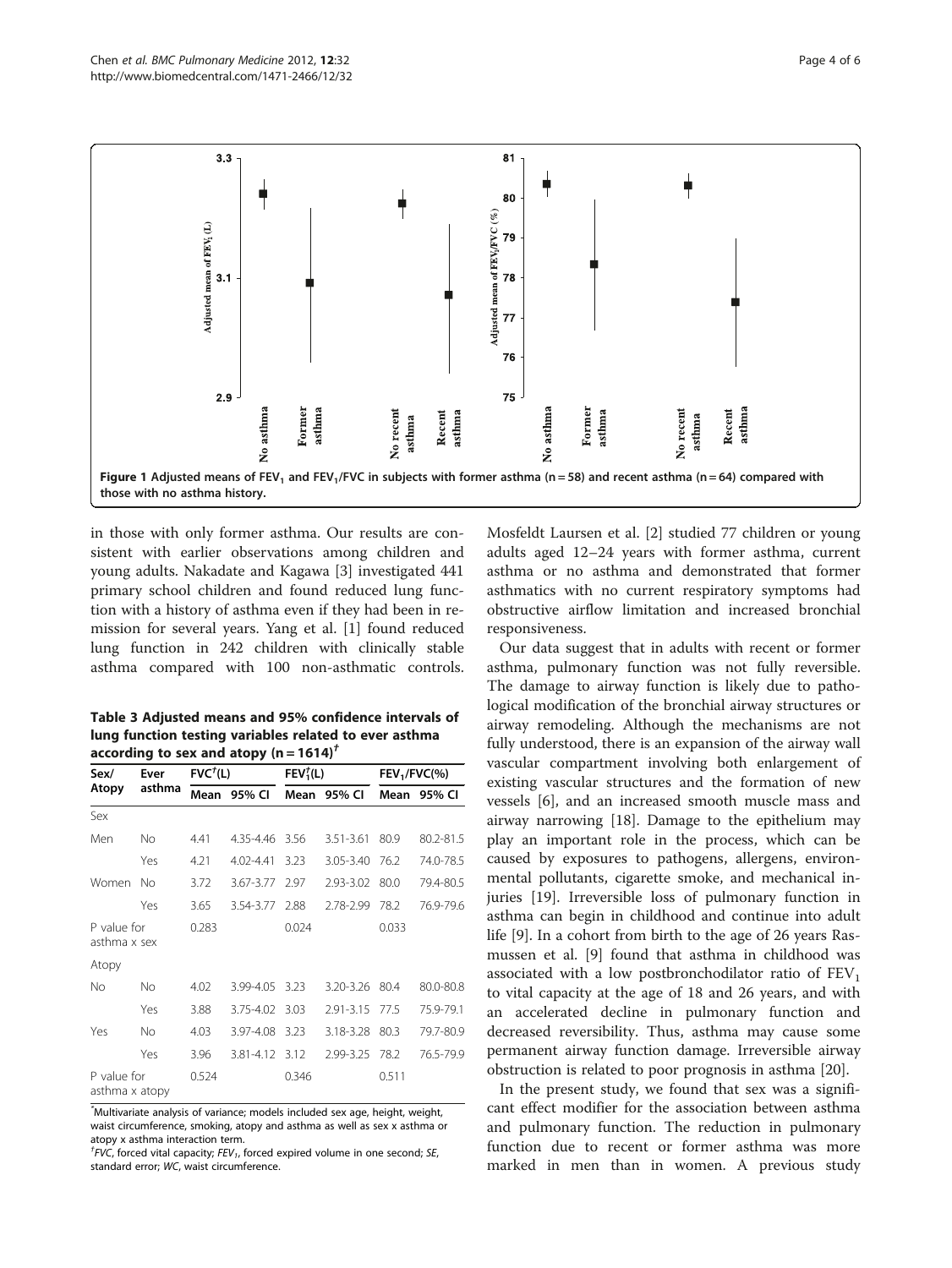Figure 1 Adjusted means of $FEV_1$ and $FEV_1/FVC$ in subjects with former asthma (n = 58) and recent asthma (n = 64) compared with those with no asthma history.

in those with only former asthma. Our results are consistent with earlier observations among children and young adults. Nakadate and Kagawa [3] investigated 441 primary school children and found reduced lung function with a history of asthma even if they had been in remission for several years. Yang et al. [1] found reduced lung function in 242 children with clinically stable asthma compared with 100 non-asthmatic controls.

**Table 3 Adjusted means and 95% confidence intervals of lung function testing variables related to ever asthma according to sex and atopy (n = 1614)[‡]**

| Sex/ Atopy | Ever asthma | $FVC^{†}$(L) | | $FEV_1^{†}$(L) | | $FEV_1/FVC$(%) | |
|---|---|---|---|---|---|---|---|
| | | Mean | 95% CI | Mean | 95% CI | Mean | 95% CI |
| Sex | | | | | | | |
| Men | No | 4.41 | 4.35-4.46 | 3.56 | 3.51-3.61 | 80.9 | 80.2-81.5 |
| | Yes | 4.21 | 4.02-4.41 | 3.23 | 3.05-3.40 | 76.2 | 74.0-78.5 |
| Women | No | 3.72 | 3.67-3.77 | 2.97 | 2.93-3.02 | 80.0 | 79.4-80.5 |
| | Yes | 3.65 | 3.54-3.77 | 2.88 | 2.78-2.99 | 78.2 | 76.9-79.6 |
| P value for asthma x sex | | 0.283 | | 0.024 | | 0.033 | |
| Atopy | | | | | | | |
| No | No | 4.02 | 3.99-4.05 | 3.23 | 3.20-3.26 | 80.4 | 80.0-80.8 |
| | Yes | 3.88 | 3.75-4.02 | 3.03 | 2.91-3.15 | 77.5 | 75.9-79.1 |
| Yes | No | 4.03 | 3.97-4.08 | 3.23 | 3.18-3.28 | 80.3 | 79.7-80.9 |
| | Yes | 3.96 | 3.81-4.12 | 3.12 | 2.99-3.25 | 78.2 | 76.5-79.9 |
| P value for asthma x atopy | | 0.524 | | 0.346 | | 0.511 | |

[‡]Multivariate analysis of variance; models included sex age, height, weight, waist circumference, smoking, atopy and asthma as well as sex x asthma or atopy x asthma interaction term.
[†]*FVC*, forced vital capacity; *$FEV_1$*, forced expired volume in one second; *SE*, standard error; *WC*, waist circumference.

Mosfeldt Laursen et al. [2] studied 77 children or young adults aged 12–24 years with former asthma, current asthma or no asthma and demonstrated that former asthmatics with no current respiratory symptoms had obstructive airflow limitation and increased bronchial responsiveness.

Our data suggest that in adults with recent or former asthma, pulmonary function was not fully reversible. The damage to airway function is likely due to pathological modification of the bronchial airway structures or airway remodeling. Although the mechanisms are not fully understood, there is an expansion of the airway wall vascular compartment involving both enlargement of existing vascular structures and the formation of new vessels [6], and an increased smooth muscle mass and airway narrowing [18]. Damage to the epithelium may play an important role in the process, which can be caused by exposures to pathogens, allergens, environmental pollutants, cigarette smoke, and mechanical injuries [19]. Irreversible loss of pulmonary function in asthma can begin in childhood and continue into adult life [9]. In a cohort from birth to the age of 26 years Rasmussen et al. [9] found that asthma in childhood was associated with a low postbronchodilator ratio of $FEV_1$ to vital capacity at the age of 18 and 26 years, and with an accelerated decline in pulmonary function and decreased reversibility. Thus, asthma may cause some permanent airway function damage. Irreversible airway obstruction is related to poor prognosis in asthma [20].

In the present study, we found that sex was a significant effect modifier for the association between asthma and pulmonary function. The reduction in pulmonary function due to recent or former asthma was more marked in men than in women. A previous study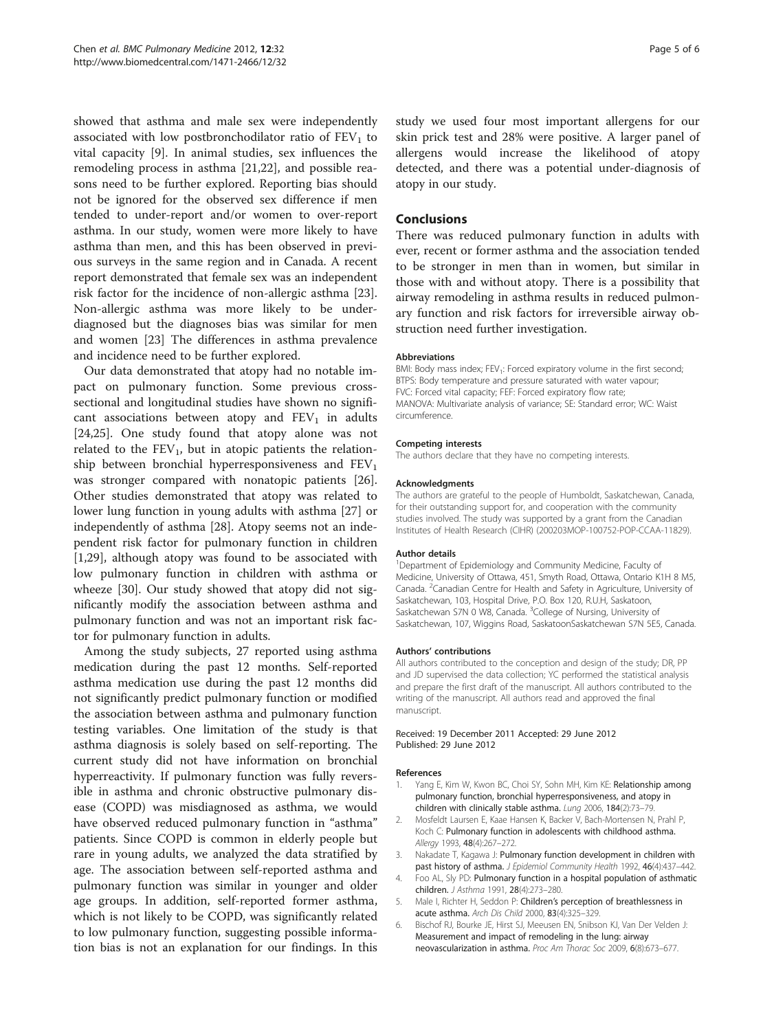showed that asthma and male sex were independently associated with low postbronchodilator ratio of $FEV_1$ to vital capacity [9]. In animal studies, sex influences the remodeling process in asthma [21,22], and possible reasons need to be further explored. Reporting bias should not be ignored for the observed sex difference if men tended to under-report and/or women to over-report asthma. In our study, women were more likely to have asthma than men, and this has been observed in previous surveys in the same region and in Canada. A recent report demonstrated that female sex was an independent risk factor for the incidence of non-allergic asthma [23]. Non-allergic asthma was more likely to be underdiagnosed but the diagnoses bias was similar for men and women [23] The differences in asthma prevalence and incidence need to be further explored.

Our data demonstrated that atopy had no notable impact on pulmonary function. Some previous cross-sectional and longitudinal studies have shown no significant associations between atopy and $FEV_1$ in adults [24,25]. One study found that atopy alone was not related to the $FEV_1$, but in atopic patients the relationship between bronchial hyperresponsiveness and $FEV_1$ was stronger compared with nonatopic patients [26]. Other studies demonstrated that atopy was related to lower lung function in young adults with asthma [27] or independently of asthma [28]. Atopy seems not an independent risk factor for pulmonary function in children [1,29], although atopy was found to be associated with low pulmonary function in children with asthma or wheeze [30]. Our study showed that atopy did not significantly modify the association between asthma and pulmonary function and was not an important risk factor for pulmonary function in adults.

Among the study subjects, 27 reported using asthma medication during the past 12 months. Self-reported asthma medication use during the past 12 months did not significantly predict pulmonary function or modified the association between asthma and pulmonary function testing variables. One limitation of the study is that asthma diagnosis is solely based on self-reporting. The current study did not have information on bronchial hyperreactivity. If pulmonary function was fully reversible in asthma and chronic obstructive pulmonary disease (COPD) was misdiagnosed as asthma, we would have observed reduced pulmonary function in "asthma" patients. Since COPD is common in elderly people but rare in young adults, we analyzed the data stratified by age. The association between self-reported asthma and pulmonary function was similar in younger and older age groups. In addition, self-reported former asthma, which is not likely to be COPD, was significantly related to low pulmonary function, suggesting possible information bias is not an explanation for our findings. In this study we used four most important allergens for our skin prick test and 28% were positive. A larger panel of allergens would increase the likelihood of atopy detected, and there was a potential under-diagnosis of atopy in our study.

## Conclusions

There was reduced pulmonary function in adults with ever, recent or former asthma and the association tended to be stronger in men than in women, but similar in those with and without atopy. There is a possibility that airway remodeling in asthma results in reduced pulmonary function and risk factors for irreversible airway obstruction need further investigation.

#### Abbreviations

BMI: Body mass index; $FEV_1$: Forced expiratory volume in the first second; BTPS: Body temperature and pressure saturated with water vapour; FVC: Forced vital capacity; FEF: Forced expiratory flow rate; MANOVA: Multivariate analysis of variance; SE: Standard error; WC: Waist circumference.

#### Competing interests

The authors declare that they have no competing interests.

#### Acknowledgments

The authors are grateful to the people of Humboldt, Saskatchewan, Canada, for their outstanding support for, and cooperation with the community studies involved. The study was supported by a grant from the Canadian Institutes of Health Research (CIHR) (200203MOP-100752-POP-CCAA-11829).

#### Author details

[1]Department of Epidemiology and Community Medicine, Faculty of Medicine, University of Ottawa, 451, Smyth Road, Ottawa, Ontario K1H 8 M5, Canada. [2]Canadian Centre for Health and Safety in Agriculture, University of Saskatchewan, 103, Hospital Drive, P.O. Box 120, R.U.H, Saskatoon, Saskatchewan S7N 0 W8, Canada. [3]College of Nursing, University of Saskatchewan, 107, Wiggins Road, SaskatoonSaskatchewan S7N 5E5, Canada.

#### Authors' contributions

All authors contributed to the conception and design of the study; DR, PP and JD supervised the data collection; YC performed the statistical analysis and prepare the first draft of the manuscript. All authors contributed to the writing of the manuscript. All authors read and approved the final manuscript.

Received: 19 December 2011 Accepted: 29 June 2012
Published: 29 June 2012

#### References

1. Yang E, Kim W, Kwon BC, Choi SY, Sohn MH, Kim KE: **Relationship among pulmonary function, bronchial hyperresponsiveness, and atopy in children with clinically stable asthma.** *Lung* 2006, **184**(2):73–79.
2. Mosfeldt Laursen E, Kaae Hansen K, Backer V, Bach-Mortensen N, Prahl P, Koch C: **Pulmonary function in adolescents with childhood asthma.** *Allergy* 1993, **48**(4):267–272.
3. Nakadate T, Kagawa J: **Pulmonary function development in children with past history of asthma.** *J Epidemiol Community Health* 1992, **46**(4):437–442.
4. Foo AL, Sly PD: **Pulmonary function in a hospital population of asthmatic children.** *J Asthma* 1991, **28**(4):273–280.
5. Male I, Richter H, Seddon P: **Children's perception of breathlessness in acute asthma.** *Arch Dis Child* 2000, **83**(4):325–329.
6. Bischof RJ, Bourke JE, Hirst SJ, Meeusen EN, Snibson KJ, Van Der Velden J: **Measurement and impact of remodeling in the lung: airway neovascularization in asthma.** *Proc Am Thorac Soc* 2009, **6**(8):673–677.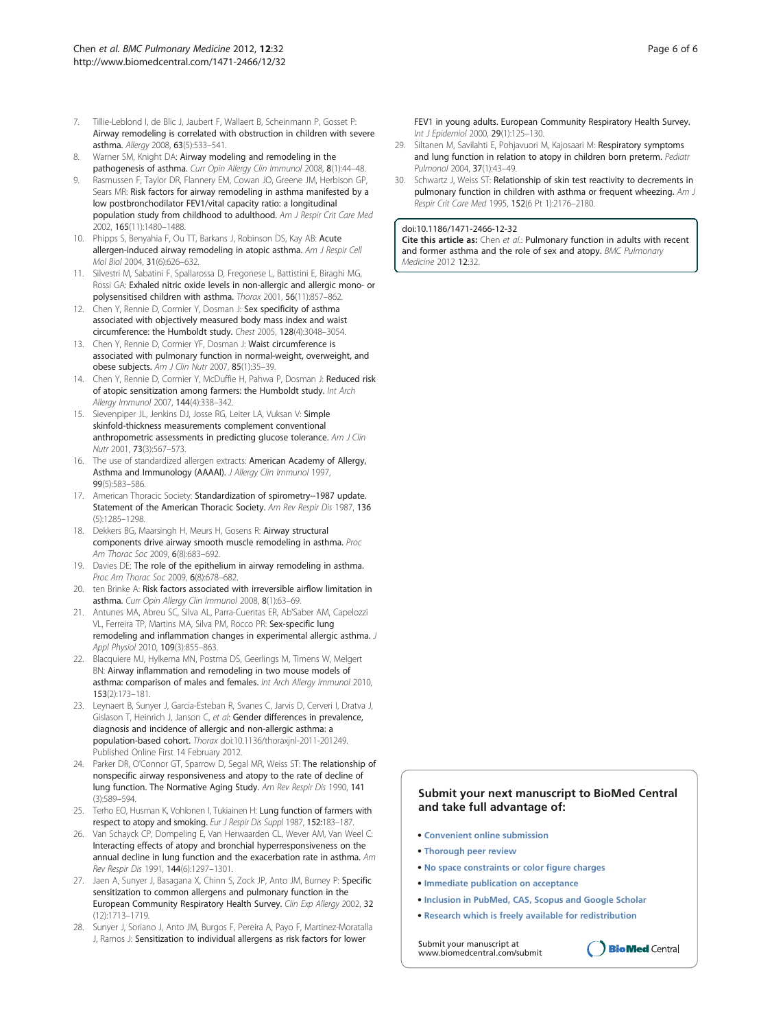7. Tillie-Leblond I, de Blic J, Jaubert F, Wallaert B, Scheinmann P, Gosset P: **Airway remodeling is correlated with obstruction in children with severe asthma.** *Allergy* 2008, **63**(5):533–541.
8. Warner SM, Knight DA: **Airway modeling and remodeling in the pathogenesis of asthma.** *Curr Opin Allergy Clin Immunol* 2008, **8**(1):44–48.
9. Rasmussen F, Taylor DR, Flannery EM, Cowan JO, Greene JM, Herbison GP, Sears MR: **Risk factors for airway remodeling in asthma manifested by a low postbronchodilator FEV1/vital capacity ratio: a longitudinal population study from childhood to adulthood.** *Am J Respir Crit Care Med* 2002, **165**(11):1480–1488.
10. Phipps S, Benyahia F, Ou TT, Barkans J, Robinson DS, Kay AB: **Acute allergen-induced airway remodeling in atopic asthma.** *Am J Respir Cell Mol Biol* 2004, **31**(6):626–632.
11. Silvestri M, Sabatini F, Spallarossa D, Fregonese L, Battistini E, Biraghi MG, Rossi GA: **Exhaled nitric oxide levels in non-allergic and allergic mono- or polysensitised children with asthma.** *Thorax* 2001, **56**(11):857–862.
12. Chen Y, Rennie D, Cormier Y, Dosman J: **Sex specificity of asthma associated with objectively measured body mass index and waist circumference: the Humboldt study.** *Chest* 2005, **128**(4):3048–3054.
13. Chen Y, Rennie D, Cormier YF, Dosman J: **Waist circumference is associated with pulmonary function in normal-weight, overweight, and obese subjects.** *Am J Clin Nutr* 2007, **85**(1):35–39.
14. Chen Y, Rennie D, Cormier Y, McDuffie H, Pahwa P, Dosman J: **Reduced risk of atopic sensitization among farmers: the Humboldt study.** *Int Arch Allergy Immunol* 2007, **144**(4):338–342.
15. Sievenpiper JL, Jenkins DJ, Josse RG, Leiter LA, Vuksan V: **Simple skinfold-thickness measurements complement conventional anthropometric assessments in predicting glucose tolerance.** *Am J Clin Nutr* 2001, **73**(3):567–573.
16. The use of standardized allergen extracts: **American Academy of Allergy, Asthma and Immunology (AAAAI).** *J Allergy Clin Immunol* 1997, **99**(5):583–586.
17. American Thoracic Society: **Standardization of spirometry--1987 update. Statement of the American Thoracic Society.** *Am Rev Respir Dis* 1987, **136** (5):1285–1298.
18. Dekkers BG, Maarsingh H, Meurs H, Gosens R: **Airway structural components drive airway smooth muscle remodeling in asthma.** *Proc Am Thorac Soc* 2009, **6**(8):683–692.
19. Davies DE: **The role of the epithelium in airway remodeling in asthma.** *Proc Am Thorac Soc* 2009, **6**(8):678–682.
20. ten Brinke A: **Risk factors associated with irreversible airflow limitation in asthma.** *Curr Opin Allergy Clin Immunol* 2008, **8**(1):63–69.
21. Antunes MA, Abreu SC, Silva AL, Parra-Cuentas ER, Ab'Saber AM, Capelozzi VL, Ferreira TP, Martins MA, Silva PM, Rocco PR: **Sex-specific lung remodeling and inflammation changes in experimental allergic asthma.** *J Appl Physiol* 2010, **109**(3):855–863.
22. Blacquiere MJ, Hylkema MN, Postma DS, Geerlings M, Timens W, Melgert BN: **Airway inflammation and remodeling in two mouse models of asthma: comparison of males and females.** *Int Arch Allergy Immunol* 2010, **153**(2):173–181.
23. Leynaert B, Sunyer J, Garcia-Esteban R, Svanes C, Jarvis D, Cerveri I, Dratva J, Gislason T, Heinrich J, Janson C, *et al*: **Gender differences in prevalence, diagnosis and incidence of allergic and non-allergic asthma: a population-based cohort.** *Thorax* doi:10.1136/thoraxjnl-2011-201249. Published Online First 14 February 2012.
24. Parker DR, O'Connor GT, Sparrow D, Segal MR, Weiss ST: **The relationship of nonspecific airway responsiveness and atopy to the rate of decline of lung function. The Normative Aging Study.** *Am Rev Respir Dis* 1990, **141** (3):589–594.
25. Terho EO, Husman K, Vohlonen I, Tukiainen H: **Lung function of farmers with respect to atopy and smoking.** *Eur J Respir Dis Suppl* 1987, **152**:183–187.
26. Van Schayck CP, Dompeling E, Van Herwaarden CL, Wever AM, Van Weel C: **Interacting effects of atopy and bronchial hyperresponsiveness on the annual decline in lung function and the exacerbation rate in asthma.** *Am Rev Respir Dis* 1991, **144**(6):1297–1301.
27. Jaen A, Sunyer J, Basagana X, Chinn S, Zock JP, Anto JM, Burney P: **Specific sensitization to common allergens and pulmonary function in the European Community Respiratory Health Survey.** *Clin Exp Allergy* 2002, **32** (12):1713–1719.
28. Sunyer J, Soriano J, Anto JM, Burgos F, Pereira A, Payo F, Martinez-Moratalla J, Ramos J: **Sensitization to individual allergens as risk factors for lower FEV1 in young adults. European Community Respiratory Health Survey.** *Int J Epidemiol* 2000, **29**(1):125–130.
29. Siltanen M, Savilahti E, Pohjavuori M, Kajosaari M: **Respiratory symptoms and lung function in relation to atopy in children born preterm.** *Pediatr Pulmonol* 2004, **37**(1):43–49.
30. Schwartz J, Weiss ST: **Relationship of skin test reactivity to decrements in pulmonary function in children with asthma or frequent wheezing.** *Am J Respir Crit Care Med* 1995, **152**(6 Pt 1):2176–2180.

doi:10.1186/1471-2466-12-32
**Cite this article as:** Chen *et al.*: Pulmonary function in adults with recent and former asthma and the role of sex and atopy. *BMC Pulmonary Medicine* 2012 **12**:32.

**Submit your next manuscript to BioMed Central and take full advantage of:**

- **Convenient online submission**
- **Thorough peer review**
- **No space constraints or color figure charges**
- **Immediate publication on acceptance**
- **Inclusion in PubMed, CAS, Scopus and Google Scholar**
- **Research which is freely available for redistribution**

Submit your manuscript at
www.biomedcentral.com/submit

BioMed Central